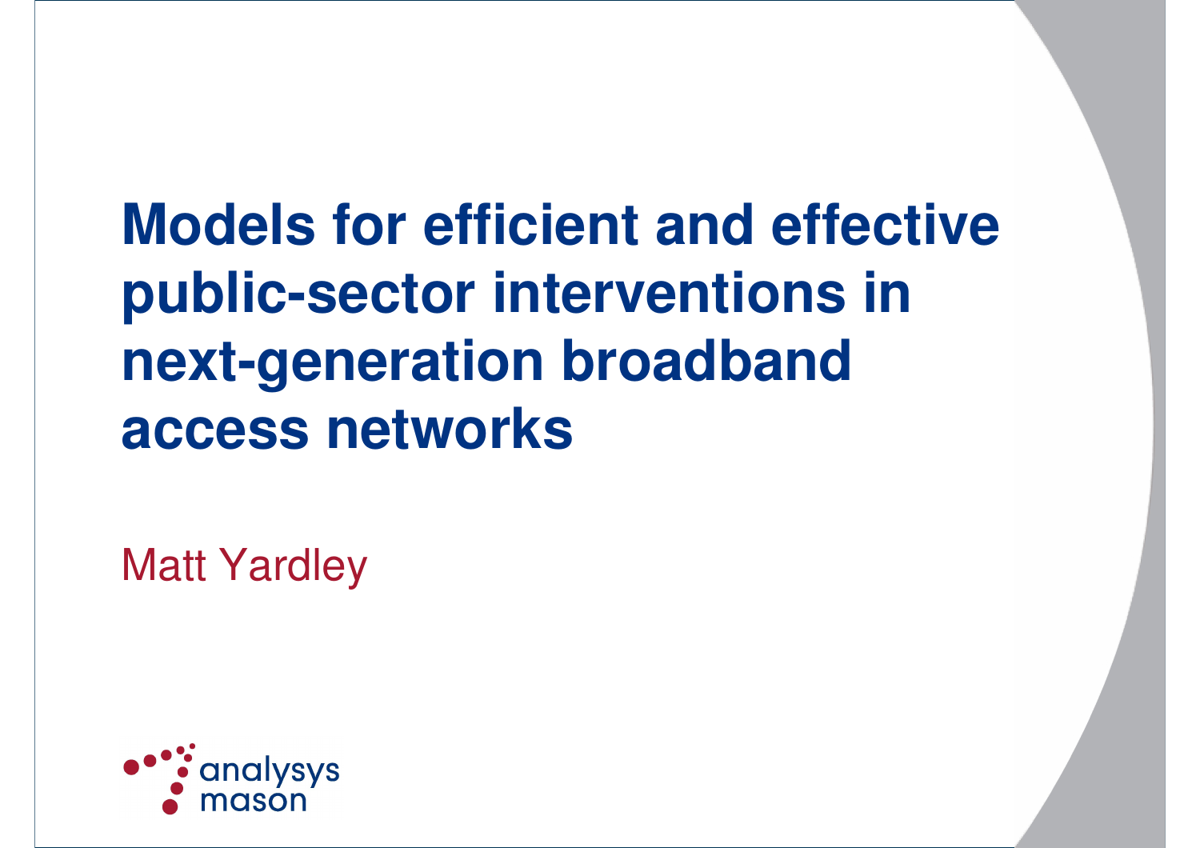# Models for efficient and effective public-sector interventions in next-generation broadband access networks

Matt Yardley

analysys mason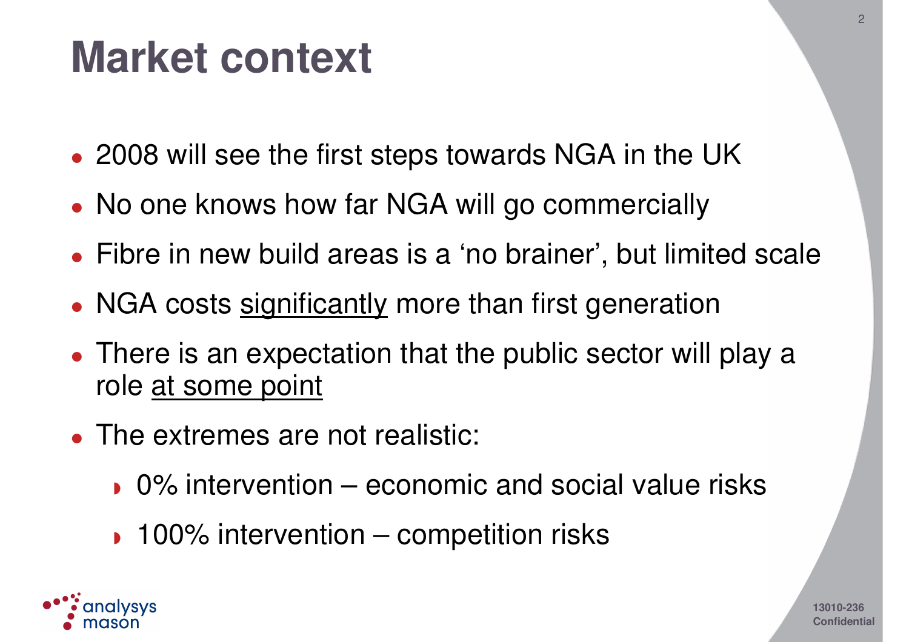# Market context

- 2008 will see the first steps towards NGA in the UK
- No one knows how far NGA will go commercially
- Fibre in new build areas is a 'no brainer', but limited scale
- NGA costs <u>significantly</u> more than first generation
- There is an expectation that the public sector will play a role <u>at some point</u>
- The extremes are not realistic:
  - 0% intervention – economic and social value risks
  - 100% intervention – competition risks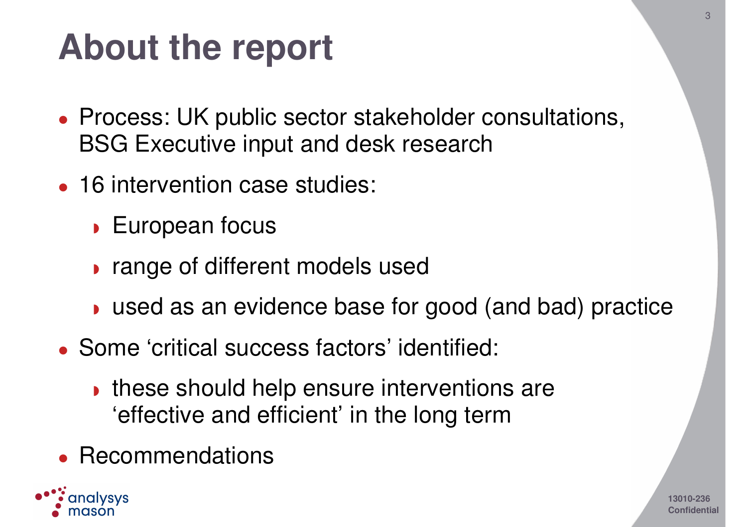# About the report

- Process: UK public sector stakeholder consultations, BSG Executive input and desk research
- 16 intervention case studies:
  - European focus
  - range of different models used
  - used as an evidence base for good (and bad) practice
- Some ‘critical success factors’ identified:
  - these should help ensure interventions are ‘effective and efficient’ in the long term
- Recommendations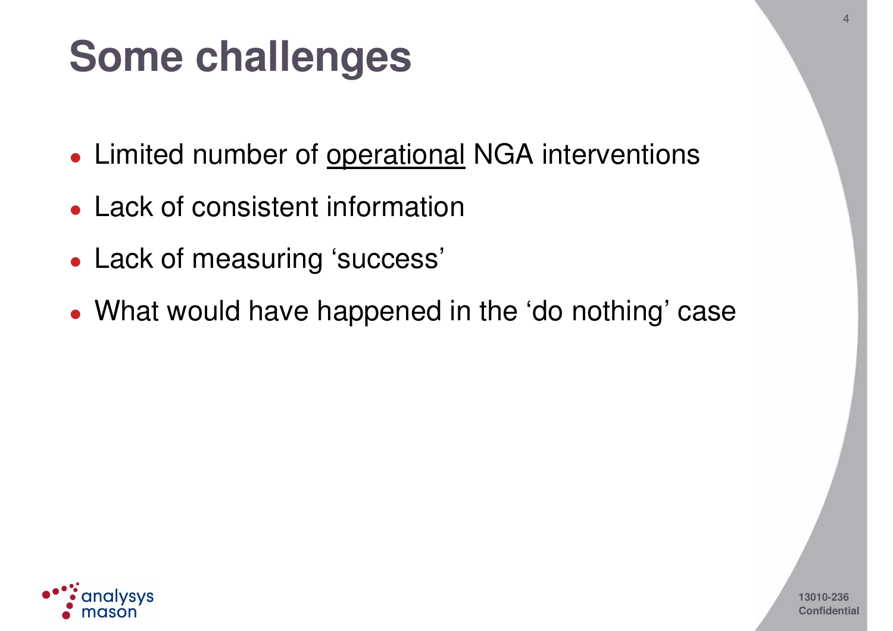# Some challenges

- Limited number of <u>operational</u> NGA interventions
- Lack of consistent information
- Lack of measuring ‘success’
- What would have happened in the ‘do nothing’ case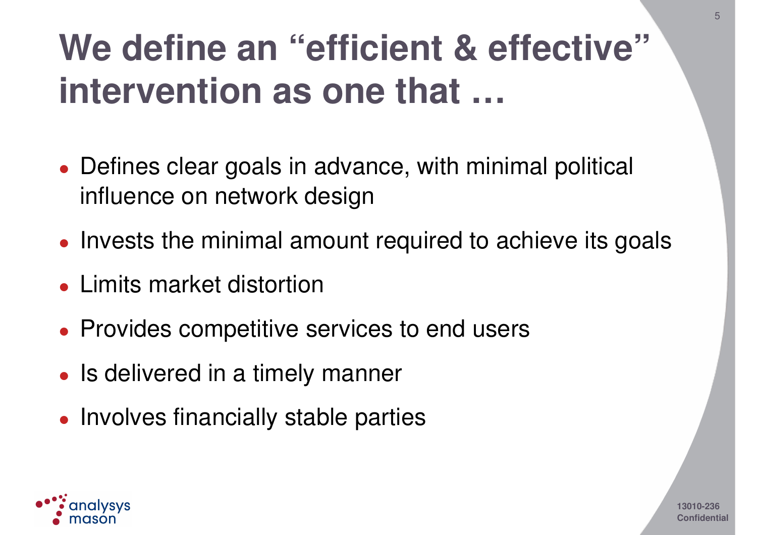# We define an “efficient & effective” intervention as one that …

- Defines clear goals in advance, with minimal political influence on network design
- Invests the minimal amount required to achieve its goals
- Limits market distortion
- Provides competitive services to end users
- Is delivered in a timely manner
- Involves financially stable parties

13010-236
Confidential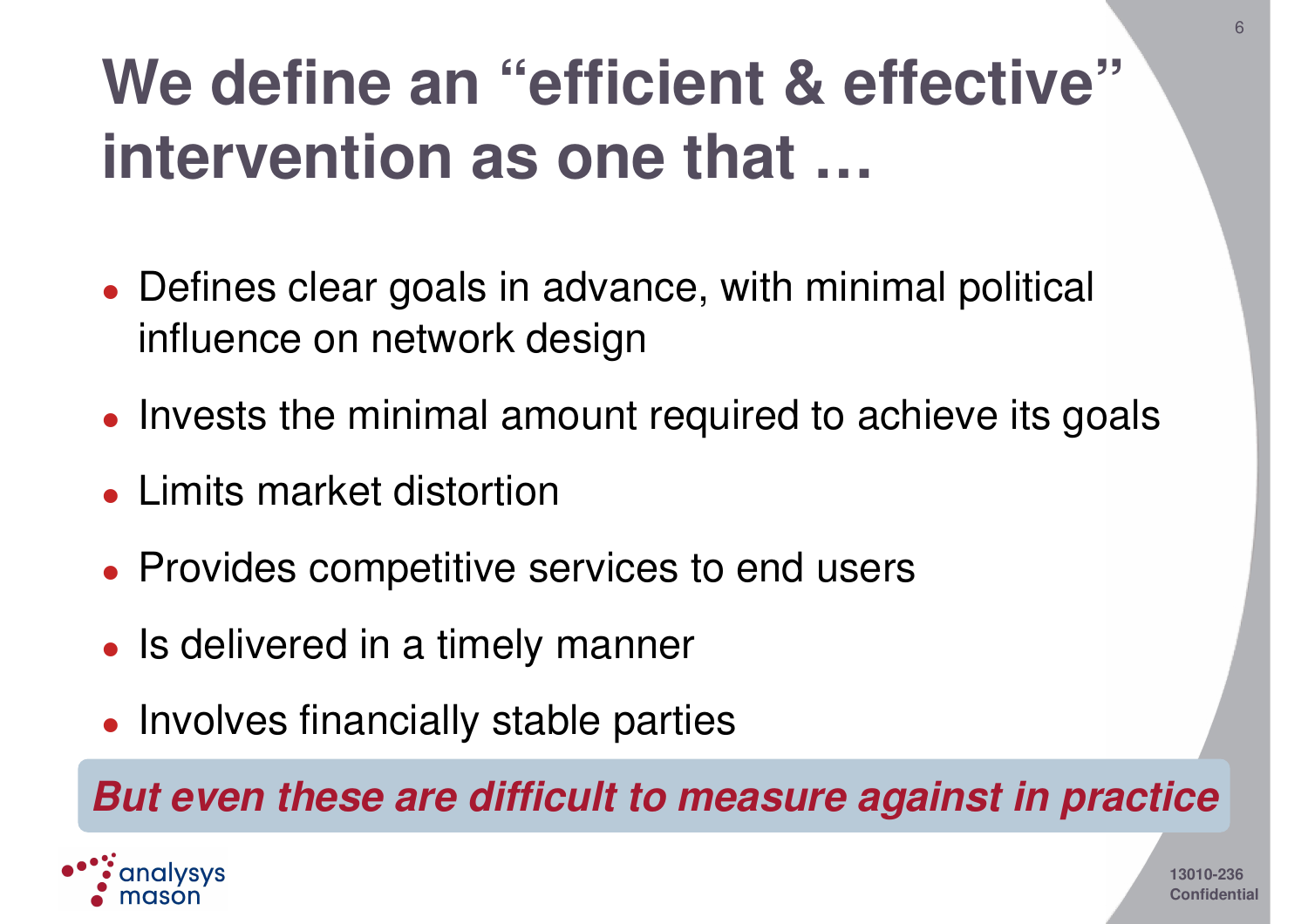# We define an "efficient & effective" intervention as one that …

- Defines clear goals in advance, with minimal political influence on network design
- Invests the minimal amount required to achieve its goals
- Limits market distortion
- Provides competitive services to end users
- Is delivered in a timely manner
- Involves financially stable parties

***But even these are difficult to measure against in practice***

13010-236
Confidential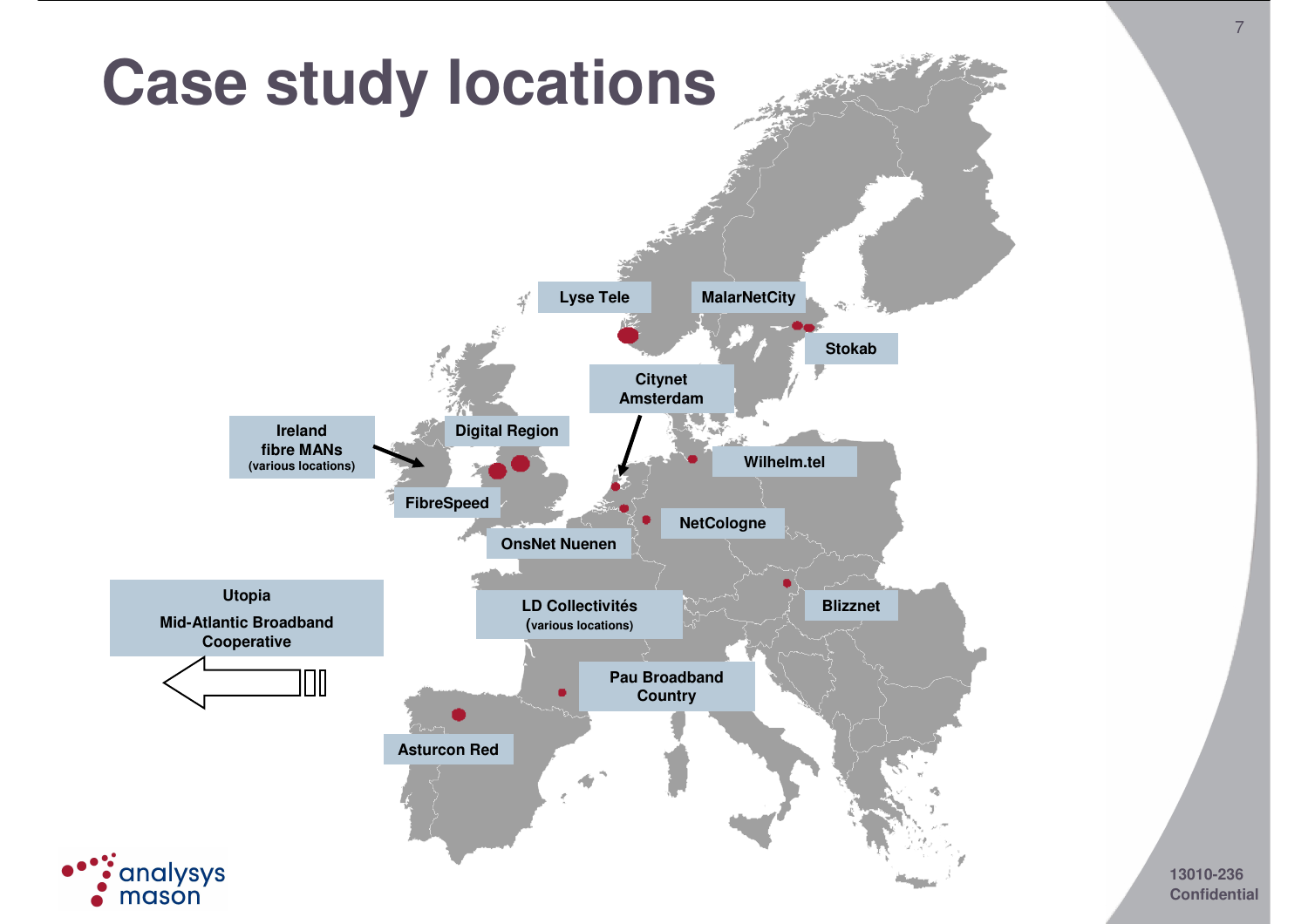# Case study locations

- Lyse Tele
- MalarNetCity
- Stokab
- Citynet Amsterdam
- Ireland fibre MANs (various locations)
- Digital Region
- Wilhelm.tel
- FibreSpeed
- NetCologne
- OnsNet Nuenen
- Utopia
- Mid-Atlantic Broadband Cooperative
- LD Collectivités (various locations)
- Blizznet
- Pau Broadband Country
- Asturcon Red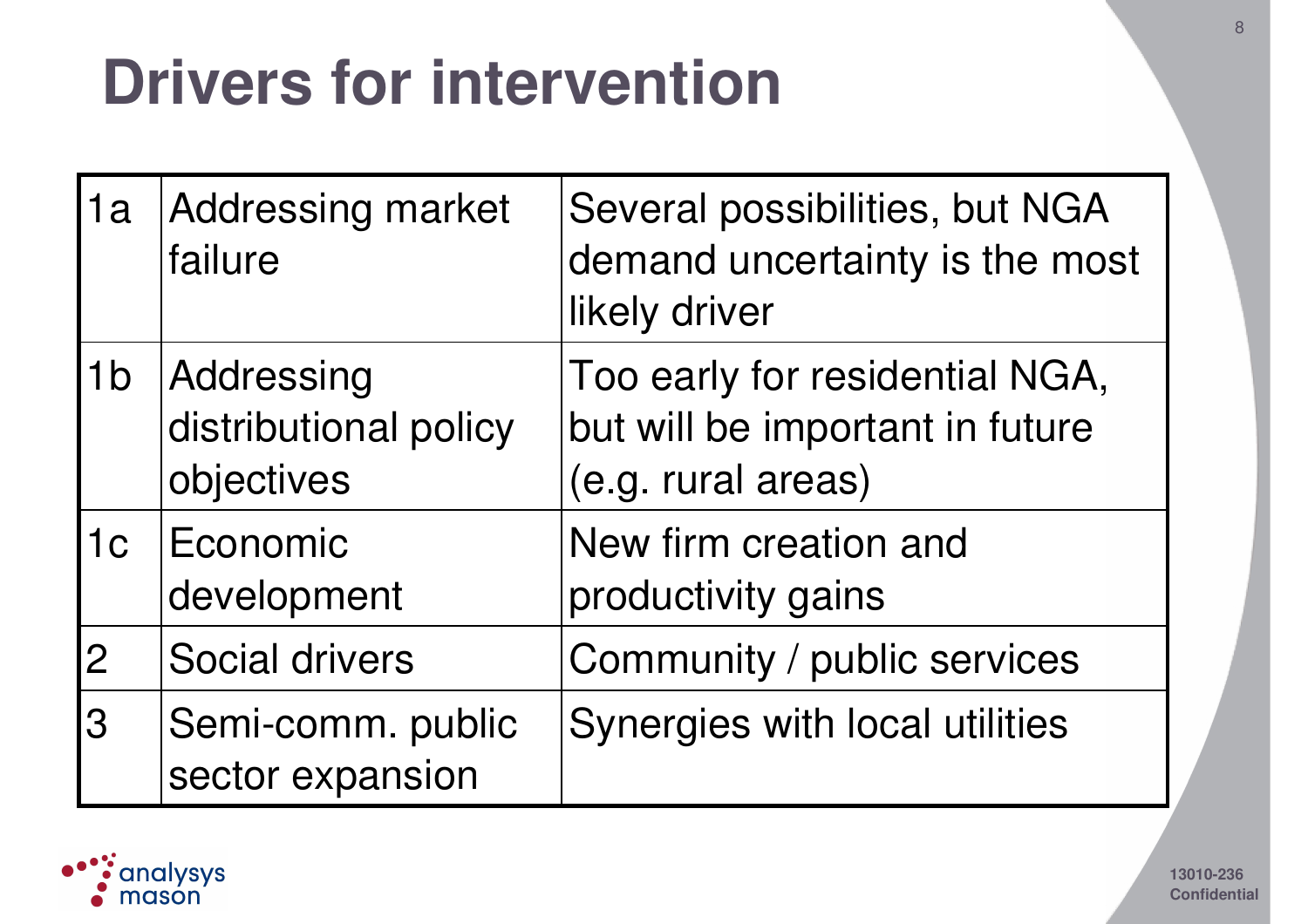# Drivers for intervention

| | | |
|---|---|---|
| 1a | Addressing market failure | Several possibilities, but NGA demand uncertainty is the most likely driver |
| 1b | Addressing distributional policy objectives | Too early for residential NGA, but will be important in future (e.g. rural areas) |
| 1c | Economic development | New firm creation and productivity gains |
| 2 | Social drivers | Community / public services |
| 3 | Semi-comm. public sector expansion | Synergies with local utilities |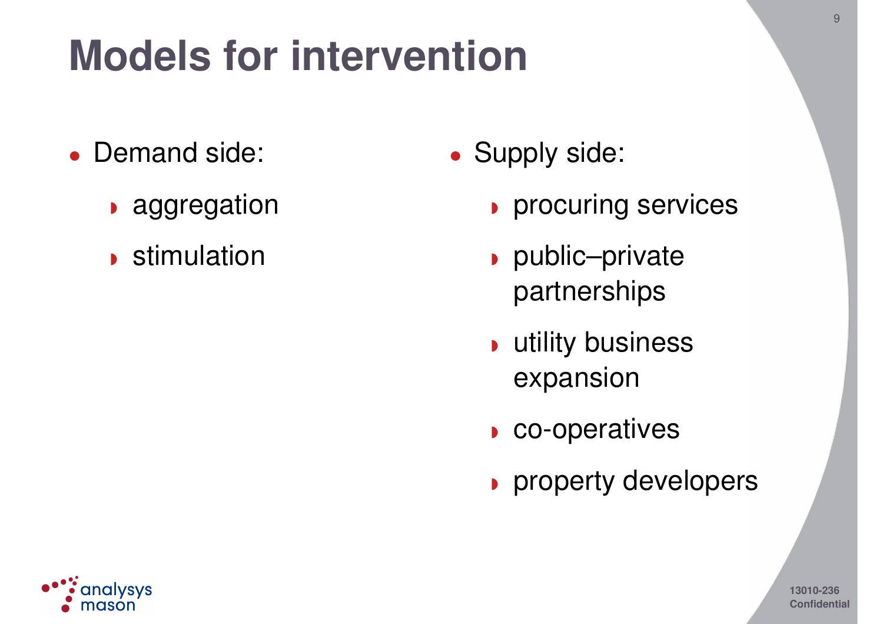# Models for intervention

- Demand side:
  - aggregation
  - stimulation
- Supply side:
  - procuring services
  - public–private partnerships
  - utility business expansion
  - co-operatives
  - property developers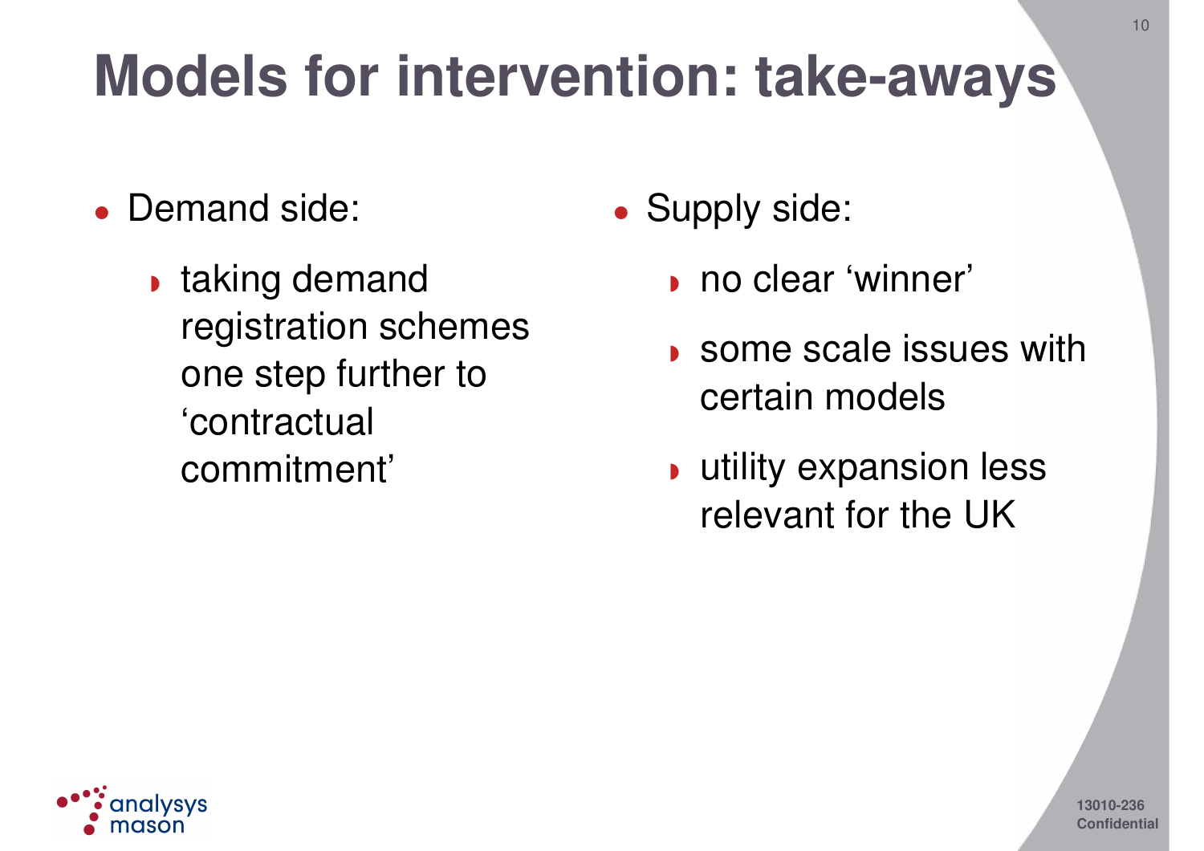# Models for intervention: take-aways

- Demand side:
  - taking demand registration schemes one step further to ‘contractual commitment’
- Supply side:
  - no clear ‘winner’
  - some scale issues with certain models
  - utility expansion less relevant for the UK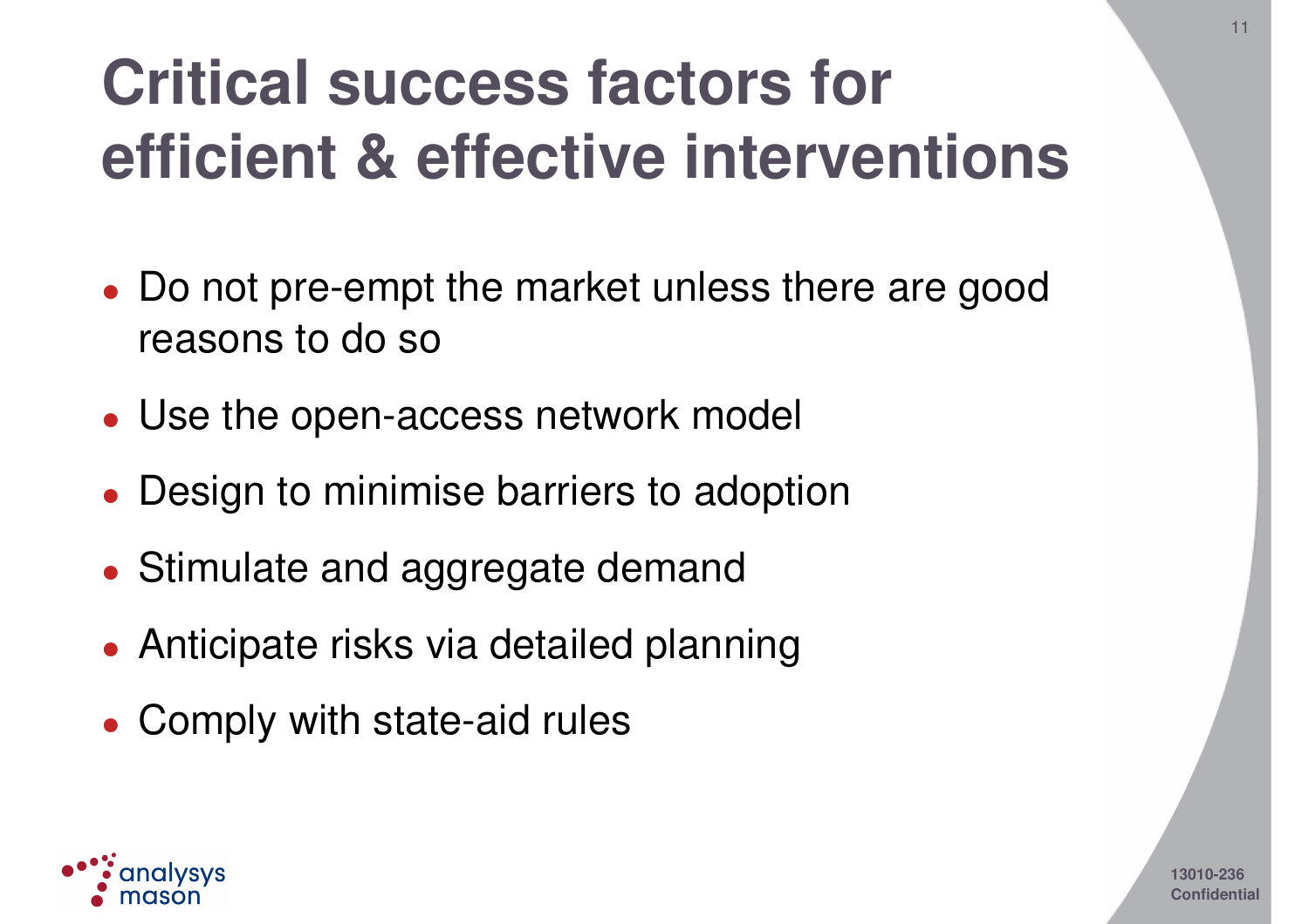# Critical success factors for efficient & effective interventions

- Do not pre-empt the market unless there are good reasons to do so
- Use the open-access network model
- Design to minimise barriers to adoption
- Stimulate and aggregate demand
- Anticipate risks via detailed planning
- Comply with state-aid rules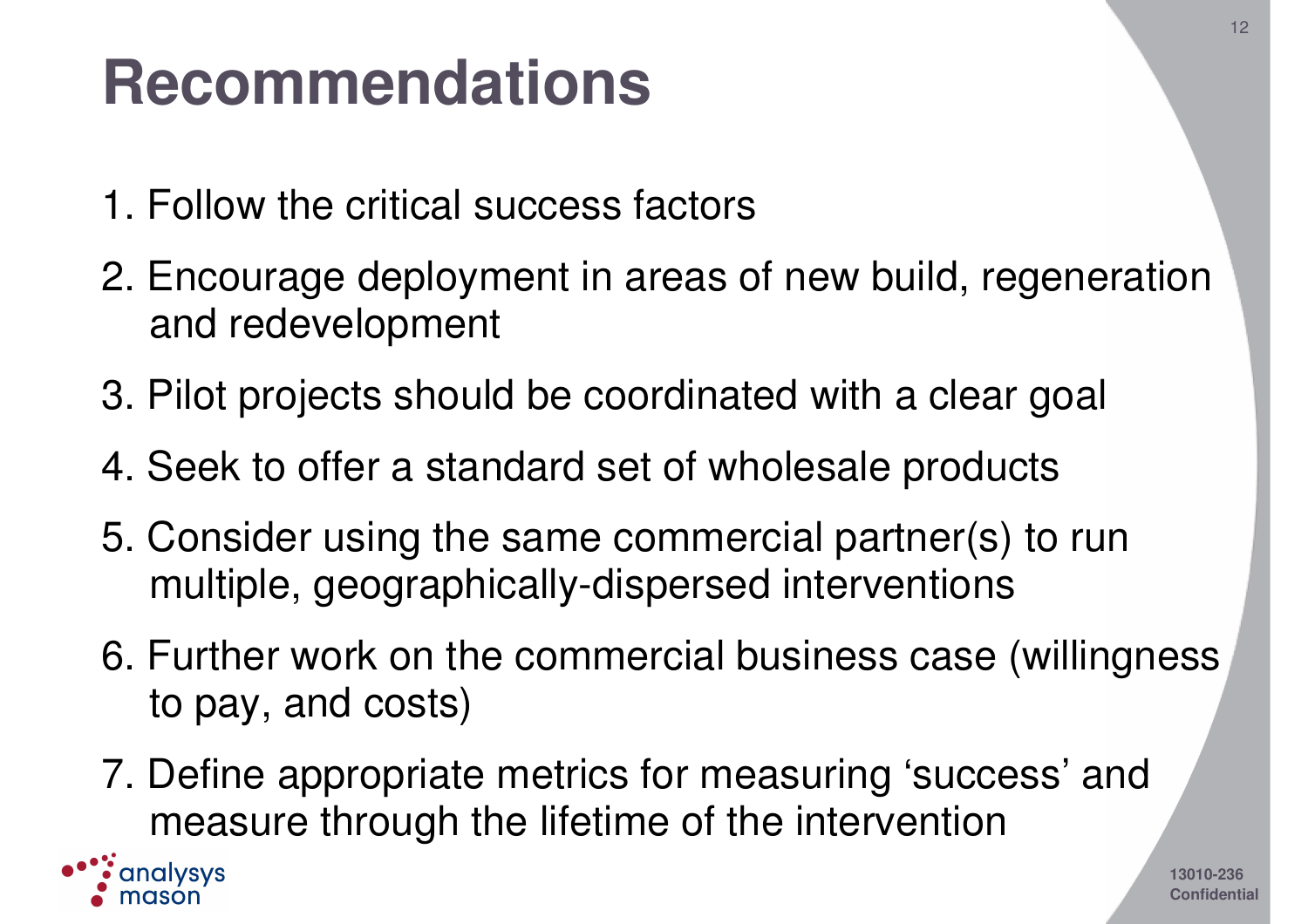# Recommendations

1. Follow the critical success factors
2. Encourage deployment in areas of new build, regeneration and redevelopment
3. Pilot projects should be coordinated with a clear goal
4. Seek to offer a standard set of wholesale products
5. Consider using the same commercial partner(s) to run multiple, geographically-dispersed interventions
6. Further work on the commercial business case (willingness to pay, and costs)
7. Define appropriate metrics for measuring ‘success’ and measure through the lifetime of the intervention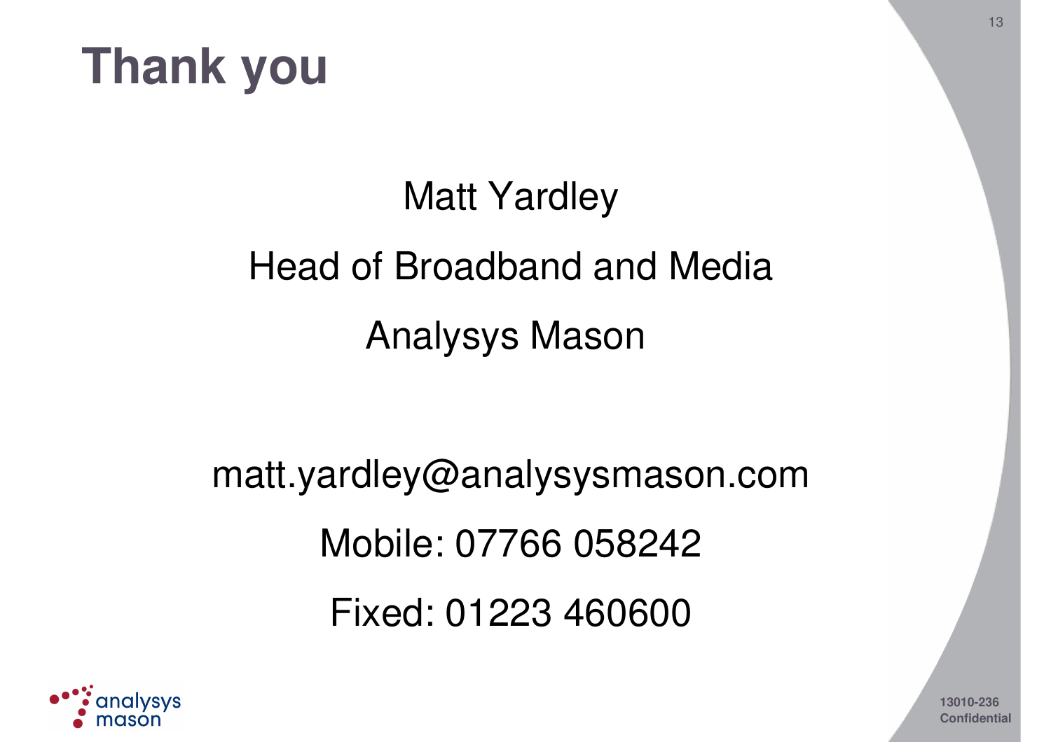# Thank you

Matt Yardley

Head of Broadband and Media

Analysys Mason

matt.yardley@analysysmason.com

Mobile: 07766 058242

Fixed: 01223 460600

13010-236
Confidential